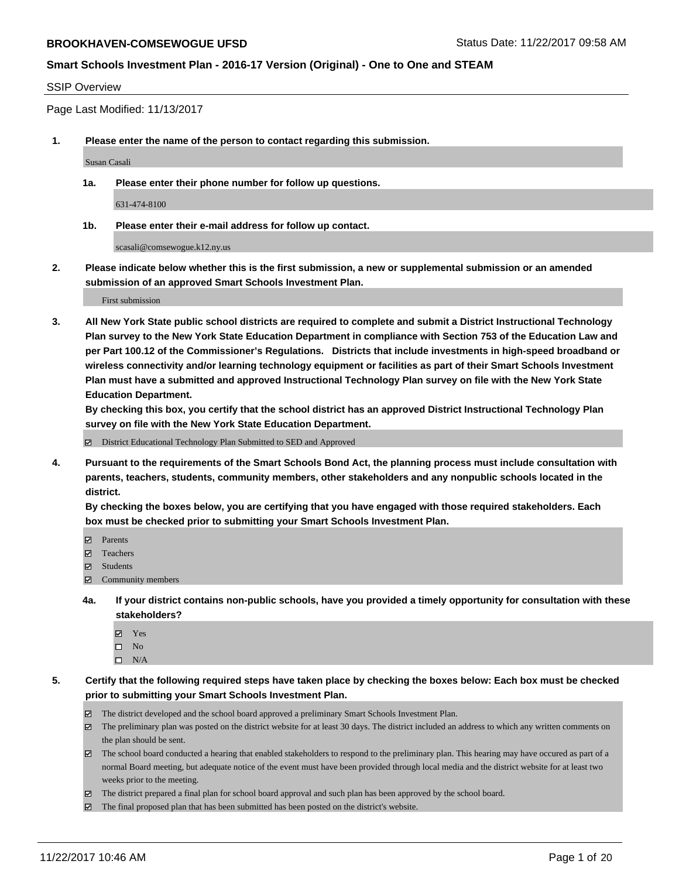**BROOKHAVEN-COMSEWOGUE UFSD** Status Date: 11/22/2017 09:58 AM

**Smart Schools Investment Plan - 2016-17 Version (Original) - One to One and STEAM**

SSIP Overview

Page Last Modified: 11/13/2017

**1. Please enter the name of the person to contact regarding this submission.**

Susan Casali

**1a. Please enter their phone number for follow up questions.**

631-474-8100

**1b. Please enter their e-mail address for follow up contact.**

scasali@comsewogue.k12.ny.us

**2. Please indicate below whether this is the first submission, a new or supplemental submission or an amended submission of an approved Smart Schools Investment Plan.**

First submission

**3. All New York State public school districts are required to complete and submit a District Instructional Technology Plan survey to the New York State Education Department in compliance with Section 753 of the Education Law and per Part 100.12 of the Commissioner's Regulations. Districts that include investments in high-speed broadband or wireless connectivity and/or learning technology equipment or facilities as part of their Smart Schools Investment Plan must have a submitted and approved Instructional Technology Plan survey on file with the New York State Education Department.**
**By checking this box, you certify that the school district has an approved District Instructional Technology Plan survey on file with the New York State Education Department.**

☑ District Educational Technology Plan Submitted to SED and Approved

**4. Pursuant to the requirements of the Smart Schools Bond Act, the planning process must include consultation with parents, teachers, students, community members, other stakeholders and any nonpublic schools located in the district.**
**By checking the boxes below, you are certifying that you have engaged with those required stakeholders. Each box must be checked prior to submitting your Smart Schools Investment Plan.**

☑ Parents
☑ Teachers
☑ Students
☑ Community members

**4a. If your district contains non-public schools, have you provided a timely opportunity for consultation with these stakeholders?**

☑ Yes
☐ No
☐ N/A

**5. Certify that the following required steps have taken place by checking the boxes below: Each box must be checked prior to submitting your Smart Schools Investment Plan.**

☑ The district developed and the school board approved a preliminary Smart Schools Investment Plan.
☑ The preliminary plan was posted on the district website for at least 30 days. The district included an address to which any written comments on the plan should be sent.
☑ The school board conducted a hearing that enabled stakeholders to respond to the preliminary plan. This hearing may have occured as part of a normal Board meeting, but adequate notice of the event must have been provided through local media and the district website for at least two weeks prior to the meeting.
☑ The district prepared a final plan for school board approval and such plan has been approved by the school board.
☑ The final proposed plan that has been submitted has been posted on the district's website.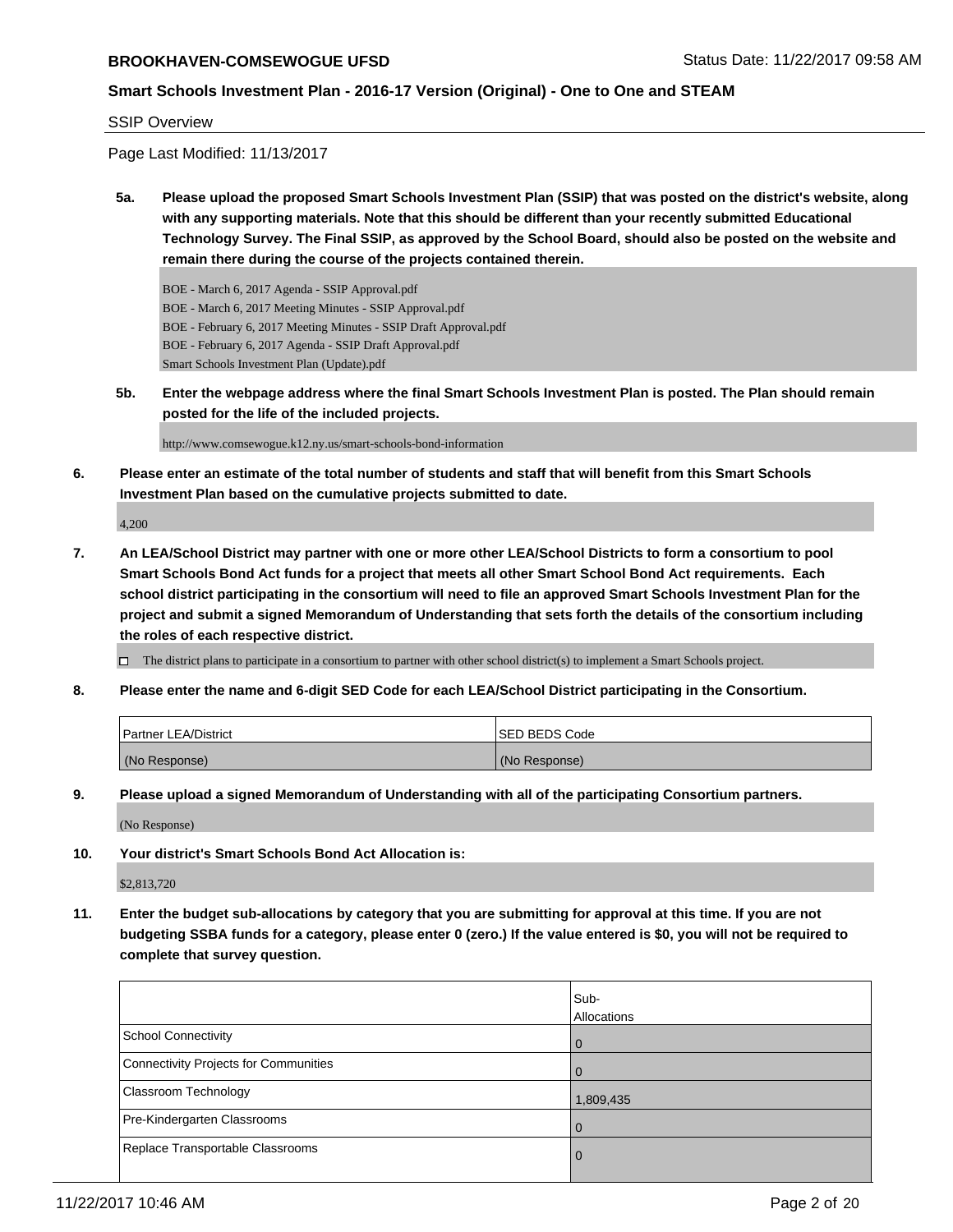SSIP Overview

Page Last Modified: 11/13/2017

**5a. Please upload the proposed Smart Schools Investment Plan (SSIP) that was posted on the district's website, along with any supporting materials. Note that this should be different than your recently submitted Educational Technology Survey. The Final SSIP, as approved by the School Board, should also be posted on the website and remain there during the course of the projects contained therein.**

BOE - March 6, 2017 Agenda - SSIP Approval.pdf
BOE - March 6, 2017 Meeting Minutes - SSIP Approval.pdf
BOE - February 6, 2017 Meeting Minutes - SSIP Draft Approval.pdf
BOE - February 6, 2017 Agenda - SSIP Draft Approval.pdf
Smart Schools Investment Plan (Update).pdf

**5b. Enter the webpage address where the final Smart Schools Investment Plan is posted. The Plan should remain posted for the life of the included projects.**

http://www.comsewogue.k12.ny.us/smart-schools-bond-information

**6. Please enter an estimate of the total number of students and staff that will benefit from this Smart Schools Investment Plan based on the cumulative projects submitted to date.**

4,200

**7. An LEA/School District may partner with one or more other LEA/School Districts to form a consortium to pool Smart Schools Bond Act funds for a project that meets all other Smart School Bond Act requirements. Each school district participating in the consortium will need to file an approved Smart Schools Investment Plan for the project and submit a signed Memorandum of Understanding that sets forth the details of the consortium including the roles of each respective district.**

☐ The district plans to participate in a consortium to partner with other school district(s) to implement a Smart Schools project.

**8. Please enter the name and 6-digit SED Code for each LEA/School District participating in the Consortium.**

| Partner LEA/District | SED BEDS Code |
|---|---|
| (No Response) | (No Response) |

**9. Please upload a signed Memorandum of Understanding with all of the participating Consortium partners.**

(No Response)

**10. Your district's Smart Schools Bond Act Allocation is:**

$2,813,720

**11. Enter the budget sub-allocations by category that you are submitting for approval at this time. If you are not budgeting SSBA funds for a category, please enter 0 (zero.) If the value entered is $0, you will not be required to complete that survey question.**

| | Sub-Allocations |
|---|---|
| School Connectivity | 0 |
| Connectivity Projects for Communities | 0 |
| Classroom Technology | 1,809,435 |
| Pre-Kindergarten Classrooms | 0 |
| Replace Transportable Classrooms | 0 |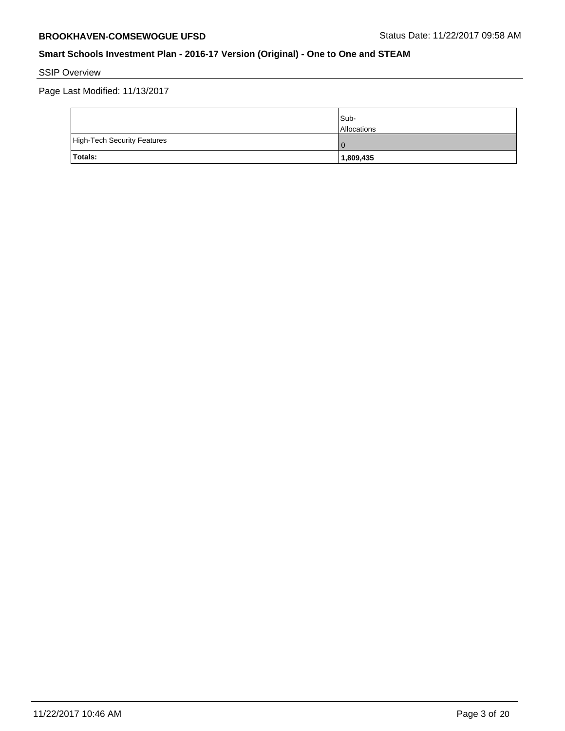SSIP Overview

Page Last Modified: 11/13/2017

| | Sub-Allocations |
|---|---|
| High-Tech Security Features | 0 |
| **Totals:** | **1,809,435** |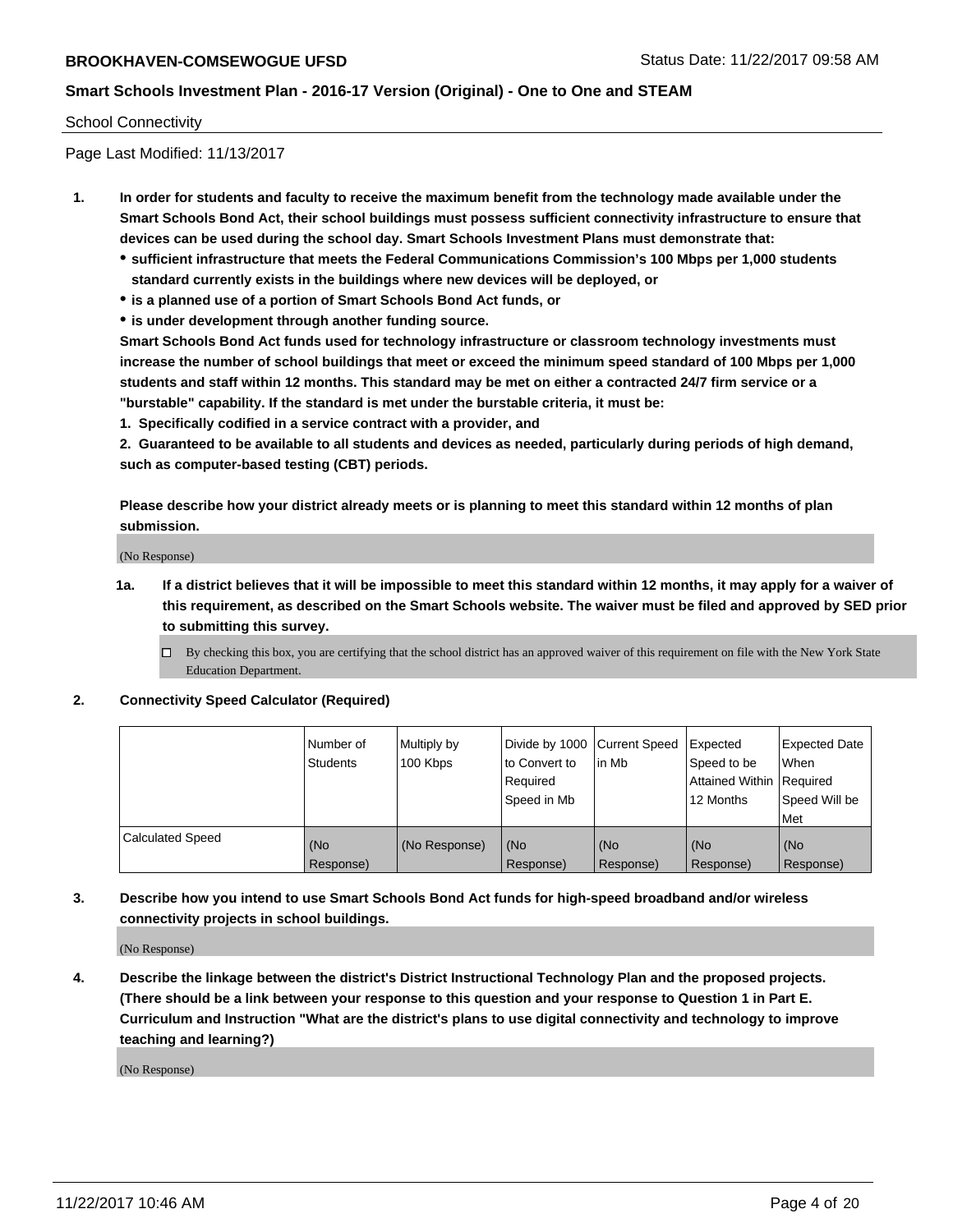## School Connectivity

Page Last Modified: 11/13/2017

1. **In order for students and faculty to receive the maximum benefit from the technology made available under the Smart Schools Bond Act, their school buildings must possess sufficient connectivity infrastructure to ensure that devices can be used during the school day. Smart Schools Investment Plans must demonstrate that:**
   - **sufficient infrastructure that meets the Federal Communications Commission's 100 Mbps per 1,000 students standard currently exists in the buildings where new devices will be deployed, or**
   - **is a planned use of a portion of Smart Schools Bond Act funds, or**
   - **is under development through another funding source.**

   **Smart Schools Bond Act funds used for technology infrastructure or classroom technology investments must increase the number of school buildings that meet or exceed the minimum speed standard of 100 Mbps per 1,000 students and staff within 12 months. This standard may be met on either a contracted 24/7 firm service or a "burstable" capability. If the standard is met under the burstable criteria, it must be:**

   **1. Specifically codified in a service contract with a provider, and**

   **2. Guaranteed to be available to all students and devices as needed, particularly during periods of high demand, such as computer-based testing (CBT) periods.**

   **Please describe how your district already meets or is planning to meet this standard within 12 months of plan submission.**

   (No Response)

   **1a. If a district believes that it will be impossible to meet this standard within 12 months, it may apply for a waiver of this requirement, as described on the Smart Schools website. The waiver must be filed and approved by SED prior to submitting this survey.**

   ☐ By checking this box, you are certifying that the school district has an approved waiver of this requirement on file with the New York State Education Department.

2. **Connectivity Speed Calculator (Required)**

| | Number of Students | Multiply by 100 Kbps | Divide by 1000 to Convert to Required Speed in Mb | Current Speed in Mb | Expected Speed to be Attained Within 12 Months | Expected Date When Required Speed Will be Met |
|---|---|---|---|---|---|---|
| Calculated Speed | (No Response) | (No Response) | (No Response) | (No Response) | (No Response) | (No Response) |

3. **Describe how you intend to use Smart Schools Bond Act funds for high-speed broadband and/or wireless connectivity projects in school buildings.**

   (No Response)

4. **Describe the linkage between the district's District Instructional Technology Plan and the proposed projects. (There should be a link between your response to this question and your response to Question 1 in Part E. Curriculum and Instruction "What are the district's plans to use digital connectivity and technology to improve teaching and learning?)**

   (No Response)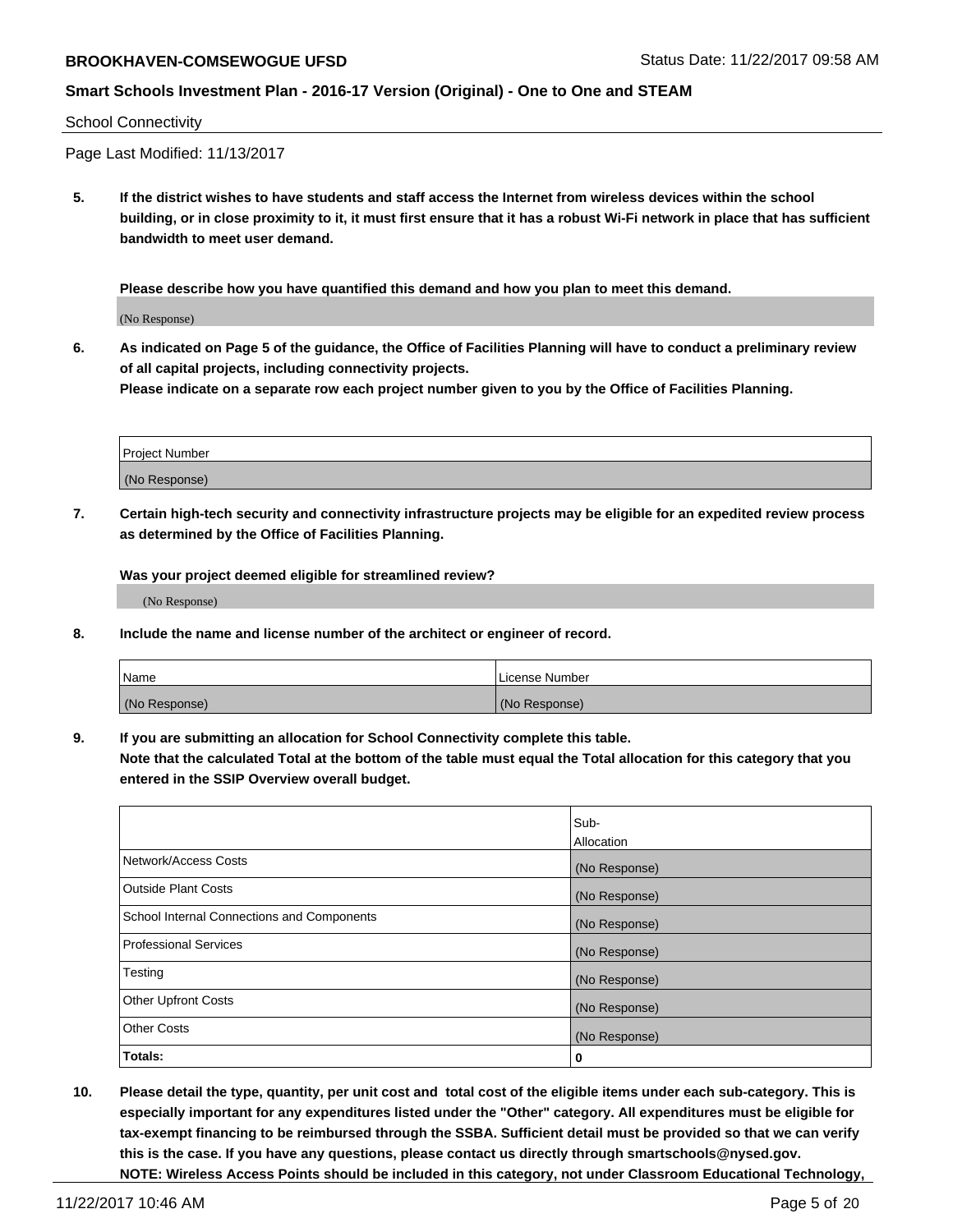School Connectivity

Page Last Modified: 11/13/2017

**5. If the district wishes to have students and staff access the Internet from wireless devices within the school building, or in close proximity to it, it must first ensure that it has a robust Wi-Fi network in place that has sufficient bandwidth to meet user demand.**

**Please describe how you have quantified this demand and how you plan to meet this demand.**

(No Response)

**6. As indicated on Page 5 of the guidance, the Office of Facilities Planning will have to conduct a preliminary review of all capital projects, including connectivity projects.**
**Please indicate on a separate row each project number given to you by the Office of Facilities Planning.**

| Project Number |
| --- |
| (No Response) |

**7. Certain high-tech security and connectivity infrastructure projects may be eligible for an expedited review process as determined by the Office of Facilities Planning.**

**Was your project deemed eligible for streamlined review?**

(No Response)

**8. Include the name and license number of the architect or engineer of record.**

| Name | License Number |
| --- | --- |
| (No Response) | (No Response) |

**9. If you are submitting an allocation for School Connectivity complete this table.**
**Note that the calculated Total at the bottom of the table must equal the Total allocation for this category that you entered in the SSIP Overview overall budget.**

| | Sub-Allocation |
| --- | --- |
| Network/Access Costs | (No Response) |
| Outside Plant Costs | (No Response) |
| School Internal Connections and Components | (No Response) |
| Professional Services | (No Response) |
| Testing | (No Response) |
| Other Upfront Costs | (No Response) |
| Other Costs | (No Response) |
| **Totals:** | **0** |

**10. Please detail the type, quantity, per unit cost and total cost of the eligible items under each sub-category. This is especially important for any expenditures listed under the "Other" category. All expenditures must be eligible for tax-exempt financing to be reimbursed through the SSBA. Sufficient detail must be provided so that we can verify this is the case. If you have any questions, please contact us directly through smartschools@nysed.gov.**
**NOTE: Wireless Access Points should be included in this category, not under Classroom Educational Technology,**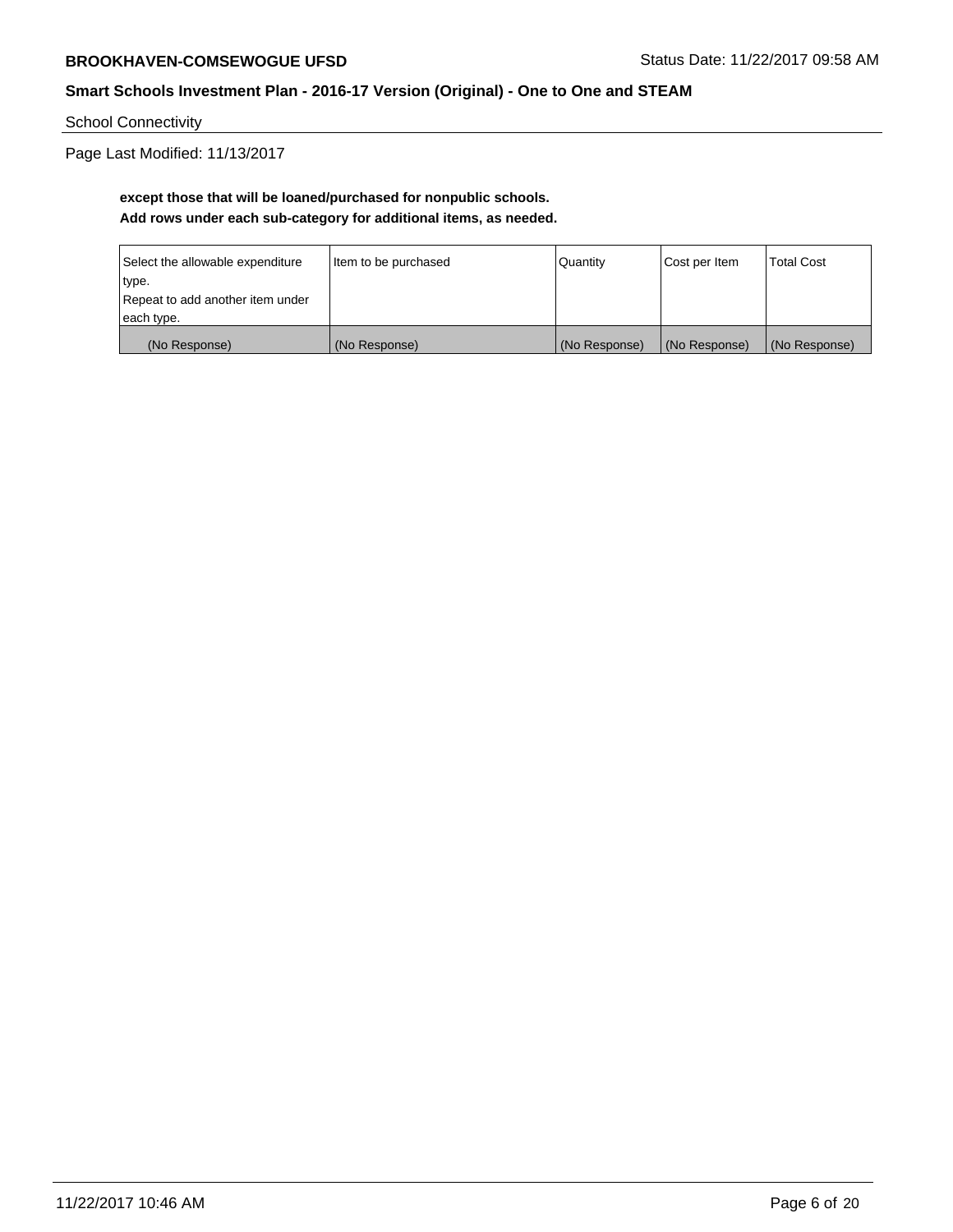School Connectivity

Page Last Modified: 11/13/2017

**except those that will be loaned/purchased for nonpublic schools.**
**Add rows under each sub-category for additional items, as needed.**

| Select the allowable expenditure type. Repeat to add another item under each type. | Item to be purchased | Quantity | Cost per Item | Total Cost |
|---|---|---|---|---|
| (No Response) | (No Response) | (No Response) | (No Response) | (No Response) |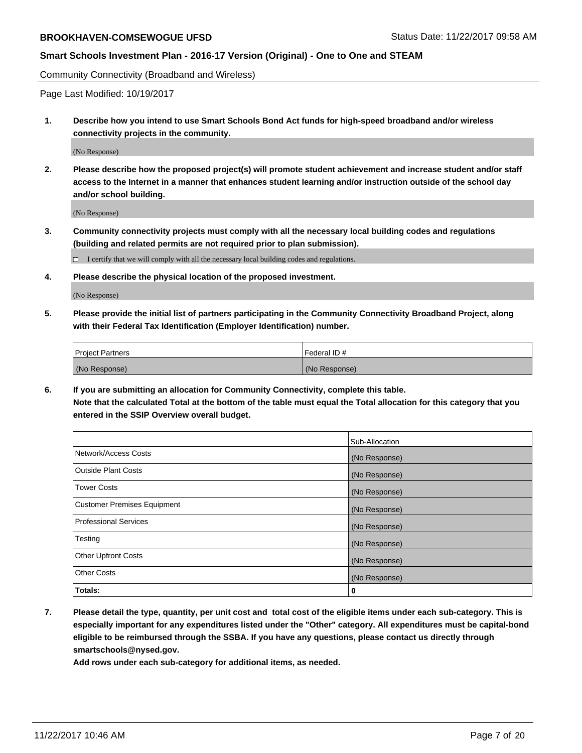Community Connectivity (Broadband and Wireless)

Page Last Modified: 10/19/2017

**1. Describe how you intend to use Smart Schools Bond Act funds for high-speed broadband and/or wireless connectivity projects in the community.**

(No Response)

**2. Please describe how the proposed project(s) will promote student achievement and increase student and/or staff access to the Internet in a manner that enhances student learning and/or instruction outside of the school day and/or school building.**

(No Response)

**3. Community connectivity projects must comply with all the necessary local building codes and regulations (building and related permits are not required prior to plan submission).**

☐ I certify that we will comply with all the necessary local building codes and regulations.

**4. Please describe the physical location of the proposed investment.**

(No Response)

**5. Please provide the initial list of partners participating in the Community Connectivity Broadband Project, along with their Federal Tax Identification (Employer Identification) number.**

| Project Partners | Federal ID # |
|---|---|
| (No Response) | (No Response) |

**6. If you are submitting an allocation for Community Connectivity, complete this table. Note that the calculated Total at the bottom of the table must equal the Total allocation for this category that you entered in the SSIP Overview overall budget.**

| | Sub-Allocation |
|---|---|
| Network/Access Costs | (No Response) |
| Outside Plant Costs | (No Response) |
| Tower Costs | (No Response) |
| Customer Premises Equipment | (No Response) |
| Professional Services | (No Response) |
| Testing | (No Response) |
| Other Upfront Costs | (No Response) |
| Other Costs | (No Response) |
| **Totals:** | **0** |

**7. Please detail the type, quantity, per unit cost and total cost of the eligible items under each sub-category. This is especially important for any expenditures listed under the "Other" category. All expenditures must be capital-bond eligible to be reimbursed through the SSBA. If you have any questions, please contact us directly through smartschools@nysed.gov.**

**Add rows under each sub-category for additional items, as needed.**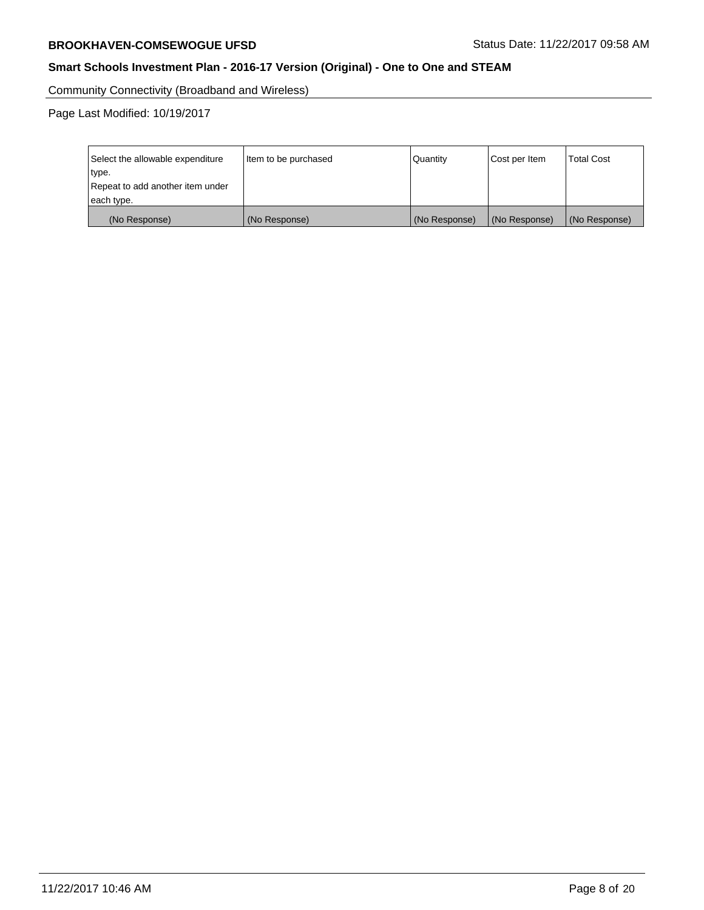Community Connectivity (Broadband and Wireless)

Page Last Modified: 10/19/2017

| Select the allowable expenditure type.<br>Repeat to add another item under each type. | Item to be purchased | Quantity | Cost per Item | Total Cost |
|---|---|---|---|---|
| (No Response) | (No Response) | (No Response) | (No Response) | (No Response) |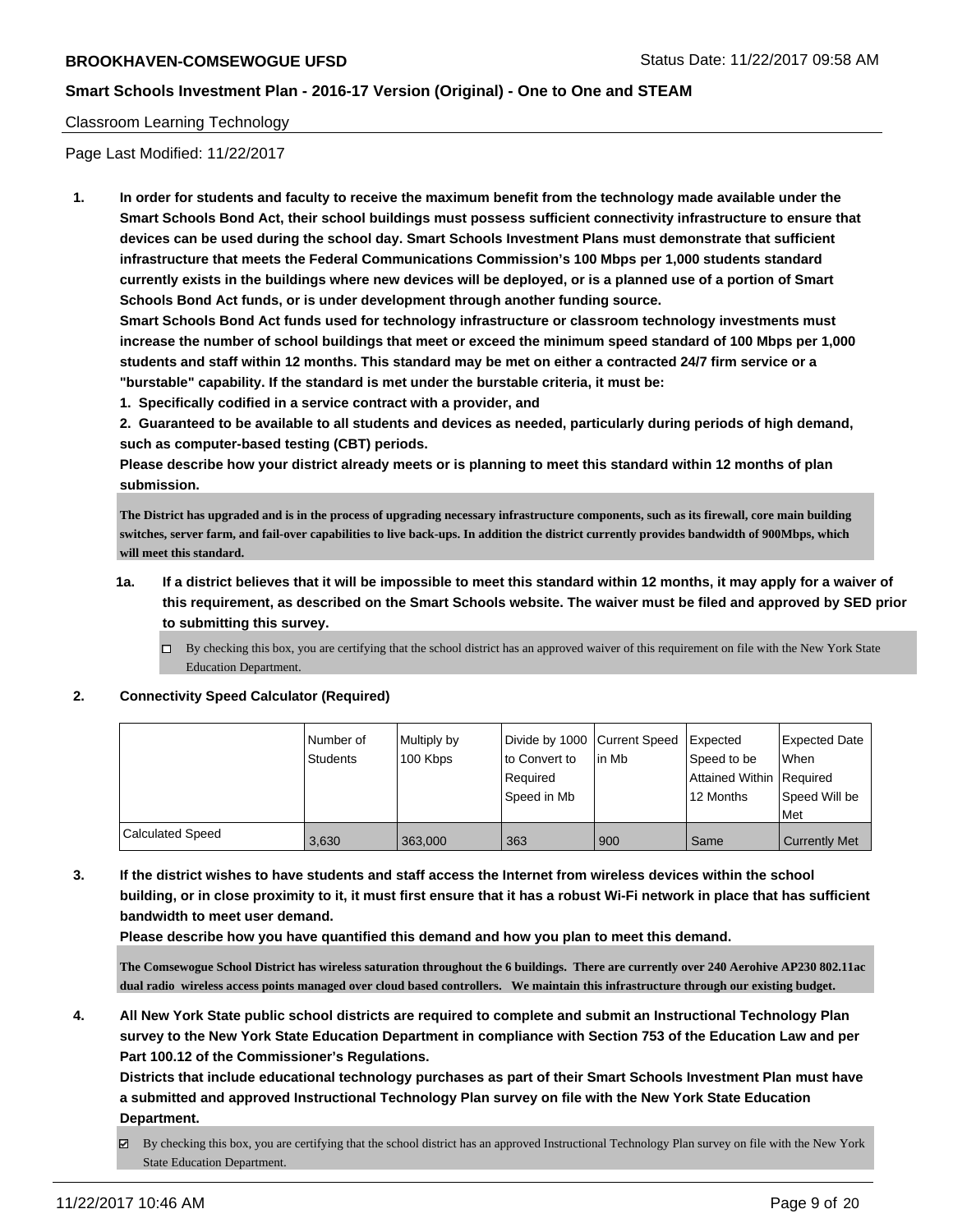Classroom Learning Technology

Page Last Modified: 11/22/2017

1. **In order for students and faculty to receive the maximum benefit from the technology made available under the Smart Schools Bond Act, their school buildings must possess sufficient connectivity infrastructure to ensure that devices can be used during the school day. Smart Schools Investment Plans must demonstrate that sufficient infrastructure that meets the Federal Communications Commission's 100 Mbps per 1,000 students standard currently exists in the buildings where new devices will be deployed, or is a planned use of a portion of Smart Schools Bond Act funds, or is under development through another funding source.**
   **Smart Schools Bond Act funds used for technology infrastructure or classroom technology investments must increase the number of school buildings that meet or exceed the minimum speed standard of 100 Mbps per 1,000 students and staff within 12 months. This standard may be met on either a contracted 24/7 firm service or a "burstable" capability. If the standard is met under the burstable criteria, it must be:**
   **1. Specifically codified in a service contract with a provider, and**
   **2. Guaranteed to be available to all students and devices as needed, particularly during periods of high demand, such as computer-based testing (CBT) periods.**
   **Please describe how your district already meets or is planning to meet this standard within 12 months of plan submission.**

   **The District has upgraded and is in the process of upgrading necessary infrastructure components, such as its firewall, core main building switches, server farm, and fail-over capabilities to live back-ups. In addition the district currently provides bandwidth of 900Mbps, which will meet this standard.**

   1a. **If a district believes that it will be impossible to meet this standard within 12 months, it may apply for a waiver of this requirement, as described on the Smart Schools website. The waiver must be filed and approved by SED prior to submitting this survey.**

   ☐ By checking this box, you are certifying that the school district has an approved waiver of this requirement on file with the New York State Education Department.

2. **Connectivity Speed Calculator (Required)**

| | Number of Students | Multiply by 100 Kbps | Divide by 1000 to Convert to Required Speed in Mb | Current Speed in Mb | Expected Speed to be Attained Within 12 Months | Expected Date When Required Speed Will be Met |
|---|---|---|---|---|---|---|
| Calculated Speed | 3,630 | 363,000 | 363 | 900 | Same | Currently Met |

3. **If the district wishes to have students and staff access the Internet from wireless devices within the school building, or in close proximity to it, it must first ensure that it has a robust Wi-Fi network in place that has sufficient bandwidth to meet user demand.**
   **Please describe how you have quantified this demand and how you plan to meet this demand.**

   **The Comsewogue School District has wireless saturation throughout the 6 buildings. There are currently over 240 Aerohive AP230 802.11ac dual radio wireless access points managed over cloud based controllers. We maintain this infrastructure through our existing budget.**

4. **All New York State public school districts are required to complete and submit an Instructional Technology Plan survey to the New York State Education Department in compliance with Section 753 of the Education Law and per Part 100.12 of the Commissioner's Regulations.**
   **Districts that include educational technology purchases as part of their Smart Schools Investment Plan must have a submitted and approved Instructional Technology Plan survey on file with the New York State Education Department.**

   ☑ By checking this box, you are certifying that the school district has an approved Instructional Technology Plan survey on file with the New York State Education Department.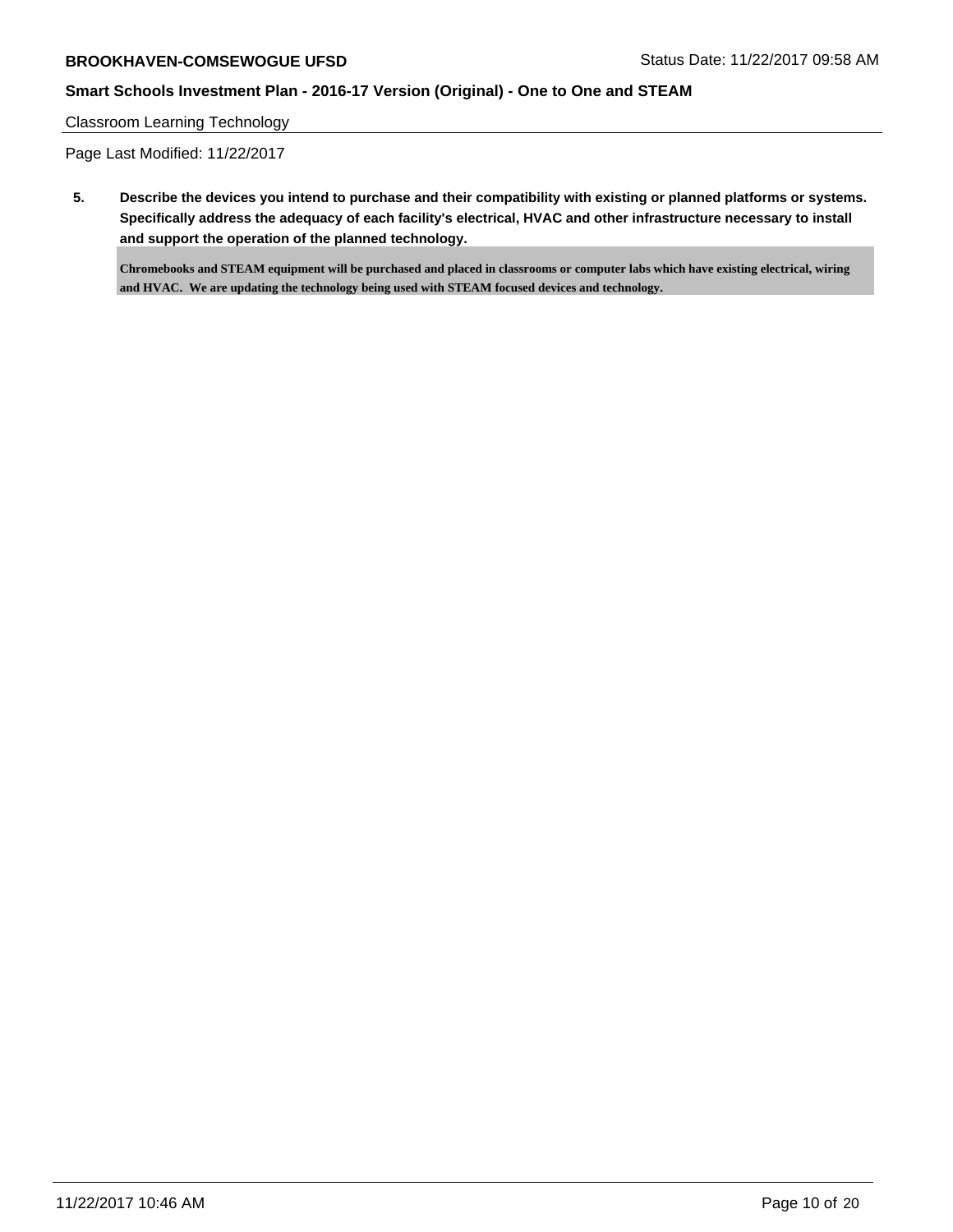Classroom Learning Technology

Page Last Modified: 11/22/2017

**5. Describe the devices you intend to purchase and their compatibility with existing or planned platforms or systems. Specifically address the adequacy of each facility's electrical, HVAC and other infrastructure necessary to install and support the operation of the planned technology.**

Chromebooks and STEAM equipment will be purchased and placed in classrooms or computer labs which have existing electrical, wiring and HVAC. We are updating the technology being used with STEAM focused devices and technology.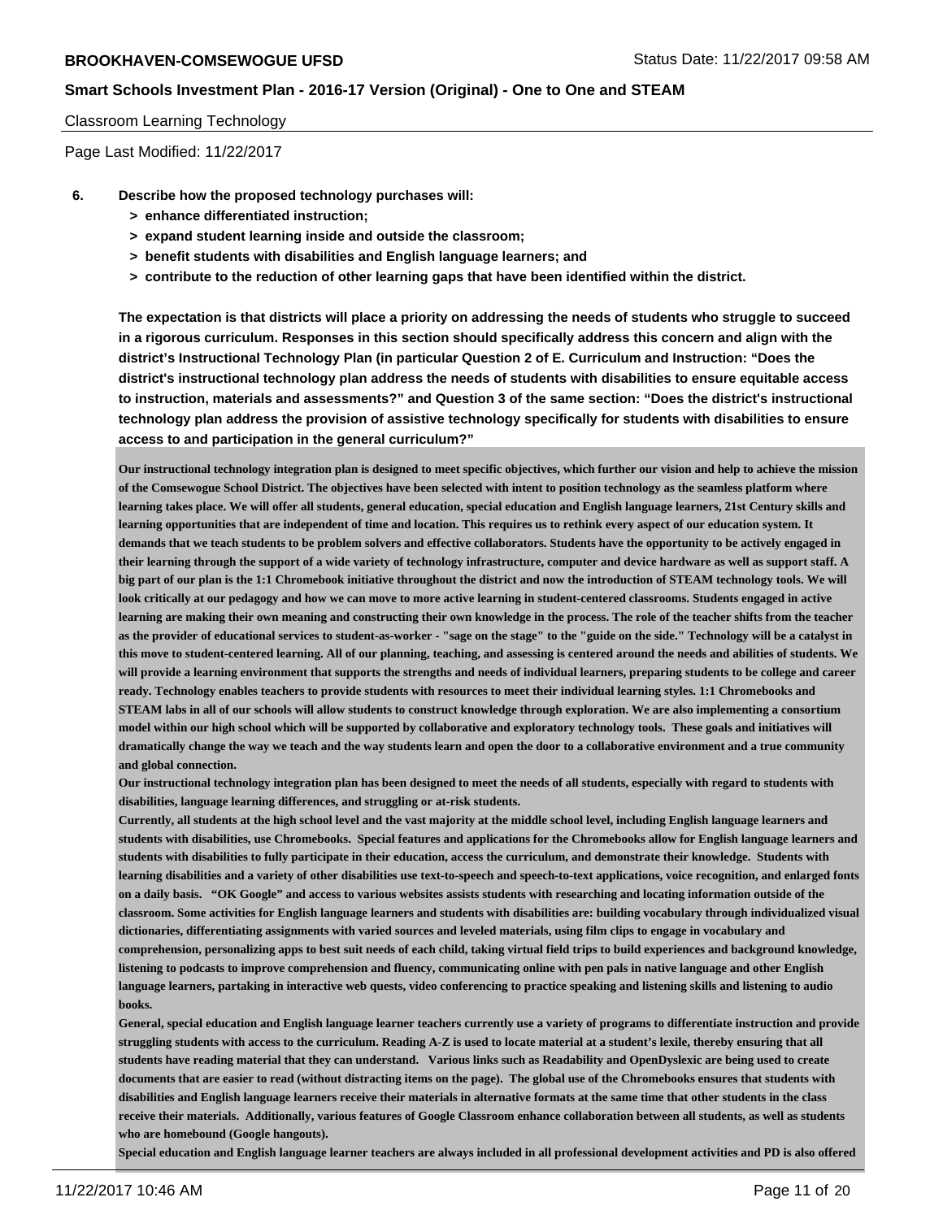Classroom Learning Technology

Page Last Modified: 11/22/2017

**6. Describe how the proposed technology purchases will:**

- **> enhance differentiated instruction;**
- **> expand student learning inside and outside the classroom;**
- **> benefit students with disabilities and English language learners; and**
- **> contribute to the reduction of other learning gaps that have been identified within the district.**

**The expectation is that districts will place a priority on addressing the needs of students who struggle to succeed in a rigorous curriculum. Responses in this section should specifically address this concern and align with the district's Instructional Technology Plan (in particular Question 2 of E. Curriculum and Instruction: "Does the district's instructional technology plan address the needs of students with disabilities to ensure equitable access to instruction, materials and assessments?" and Question 3 of the same section: "Does the district's instructional technology plan address the provision of assistive technology specifically for students with disabilities to ensure access to and participation in the general curriculum?"**

Our instructional technology integration plan is designed to meet specific objectives, which further our vision and help to achieve the mission of the Comsewogue School District. The objectives have been selected with intent to position technology as the seamless platform where learning takes place. We will offer all students, general education, special education and English language learners, 21st Century skills and learning opportunities that are independent of time and location. This requires us to rethink every aspect of our education system. It demands that we teach students to be problem solvers and effective collaborators. Students have the opportunity to be actively engaged in their learning through the support of a wide variety of technology infrastructure, computer and device hardware as well as support staff. A big part of our plan is the 1:1 Chromebook initiative throughout the district and now the introduction of STEAM technology tools. We will look critically at our pedagogy and how we can move to more active learning in student-centered classrooms. Students engaged in active learning are making their own meaning and constructing their own knowledge in the process. The role of the teacher shifts from the teacher as the provider of educational services to student-as-worker - "sage on the stage" to the "guide on the side." Technology will be a catalyst in this move to student-centered learning. All of our planning, teaching, and assessing is centered around the needs and abilities of students. We will provide a learning environment that supports the strengths and needs of individual learners, preparing students to be college and career ready. Technology enables teachers to provide students with resources to meet their individual learning styles. 1:1 Chromebooks and STEAM labs in all of our schools will allow students to construct knowledge through exploration. We are also implementing a consortium model within our high school which will be supported by collaborative and exploratory technology tools. These goals and initiatives will dramatically change the way we teach and the way students learn and open the door to a collaborative environment and a true community and global connection.

Our instructional technology integration plan has been designed to meet the needs of all students, especially with regard to students with disabilities, language learning differences, and struggling or at-risk students.

Currently, all students at the high school level and the vast majority at the middle school level, including English language learners and students with disabilities, use Chromebooks. Special features and applications for the Chromebooks allow for English language learners and students with disabilities to fully participate in their education, access the curriculum, and demonstrate their knowledge. Students with learning disabilities and a variety of other disabilities use text-to-speech and speech-to-text applications, voice recognition, and enlarged fonts on a daily basis. "OK Google" and access to various websites assists students with researching and locating information outside of the classroom. Some activities for English language learners and students with disabilities are: building vocabulary through individualized visual dictionaries, differentiating assignments with varied sources and leveled materials, using film clips to engage in vocabulary and comprehension, personalizing apps to best suit needs of each child, taking virtual field trips to build experiences and background knowledge, listening to podcasts to improve comprehension and fluency, communicating online with pen pals in native language and other English language learners, partaking in interactive web quests, video conferencing to practice speaking and listening skills and listening to audio books.

General, special education and English language learner teachers currently use a variety of programs to differentiate instruction and provide struggling students with access to the curriculum. Reading A-Z is used to locate material at a student's lexile, thereby ensuring that all students have reading material that they can understand. Various links such as Readability and OpenDyslexic are being used to create documents that are easier to read (without distracting items on the page). The global use of the Chromebooks ensures that students with disabilities and English language learners receive their materials in alternative formats at the same time that other students in the class receive their materials. Additionally, various features of Google Classroom enhance collaboration between all students, as well as students who are homebound (Google hangouts).

Special education and English language learner teachers are always included in all professional development activities and PD is also offered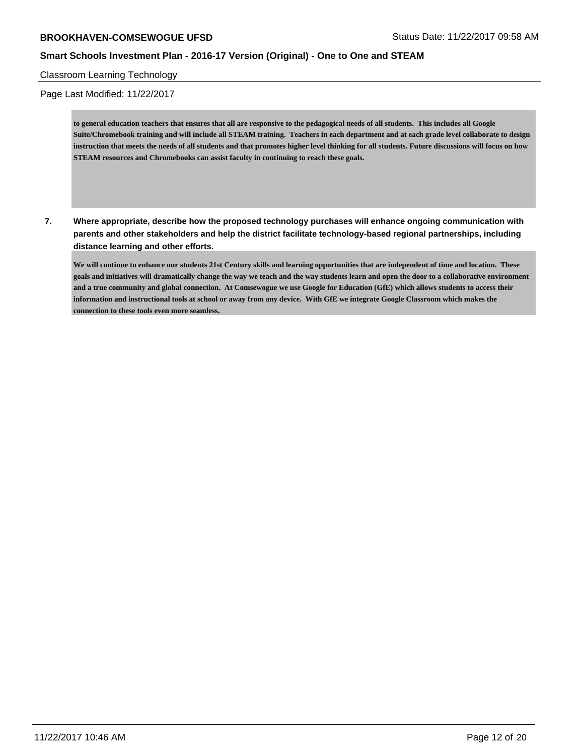Classroom Learning Technology

Page Last Modified: 11/22/2017

**to general education teachers that ensures that all are responsive to the pedagogical needs of all students. This includes all Google Suite/Chromebook training and will include all STEAM training. Teachers in each department and at each grade level collaborate to design instruction that meets the needs of all students and that promotes higher level thinking for all students. Future discussions will focus on how STEAM resources and Chromebooks can assist faculty in continuing to reach these goals.**

**7. Where appropriate, describe how the proposed technology purchases will enhance ongoing communication with parents and other stakeholders and help the district facilitate technology-based regional partnerships, including distance learning and other efforts.**

**We will continue to enhance our students 21st Century skills and learning opportunities that are independent of time and location. These goals and initiatives will dramatically change the way we teach and the way students learn and open the door to a collaborative environment and a true community and global connection. At Comsewogue we use Google for Education (GfE) which allows students to access their information and instructional tools at school or away from any device. With GfE we integrate Google Classroom which makes the connection to these tools even more seamless.**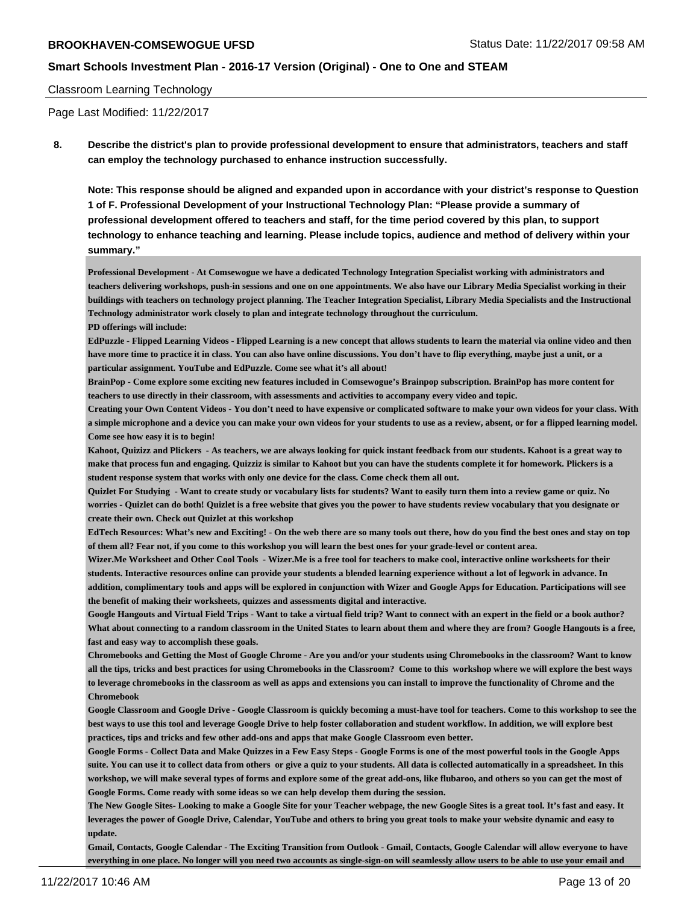Classroom Learning Technology

Page Last Modified: 11/22/2017

**8. Describe the district's plan to provide professional development to ensure that administrators, teachers and staff can employ the technology purchased to enhance instruction successfully.**

**Note: This response should be aligned and expanded upon in accordance with your district's response to Question 1 of F. Professional Development of your Instructional Technology Plan: "Please provide a summary of professional development offered to teachers and staff, for the time period covered by this plan, to support technology to enhance teaching and learning. Please include topics, audience and method of delivery within your summary."**

**Professional Development - At Comsewogue we have a dedicated Technology Integration Specialist working with administrators and teachers delivering workshops, push-in sessions and one on one appointments. We also have our Library Media Specialist working in their buildings with teachers on technology project planning. The Teacher Integration Specialist, Library Media Specialists and the Instructional Technology administrator work closely to plan and integrate technology throughout the curriculum.**

**PD offerings will include:**

**EdPuzzle - Flipped Learning Videos - Flipped Learning is a new concept that allows students to learn the material via online video and then have more time to practice it in class. You can also have online discussions. You don't have to flip everything, maybe just a unit, or a particular assignment. YouTube and EdPuzzle. Come see what it's all about!**

**BrainPop - Come explore some exciting new features included in Comsewogue's Brainpop subscription. BrainPop has more content for teachers to use directly in their classroom, with assessments and activities to accompany every video and topic.**

**Creating your Own Content Videos - You don't need to have expensive or complicated software to make your own videos for your class. With a simple microphone and a device you can make your own videos for your students to use as a review, absent, or for a flipped learning model. Come see how easy it is to begin!**

**Kahoot, Quizizz and Plickers - As teachers, we are always looking for quick instant feedback from our students. Kahoot is a great way to make that process fun and engaging. Quizziz is similar to Kahoot but you can have the students complete it for homework. Plickers is a student response system that works with only one device for the class. Come check them all out.**

**Quizlet For Studying - Want to create study or vocabulary lists for students? Want to easily turn them into a review game or quiz. No worries - Quizlet can do both! Quizlet is a free website that gives you the power to have students review vocabulary that you designate or create their own. Check out Quizlet at this workshop**

**EdTech Resources: What's new and Exciting! - On the web there are so many tools out there, how do you find the best ones and stay on top of them all? Fear not, if you come to this workshop you will learn the best ones for your grade-level or content area.**

**Wizer.Me Worksheet and Other Cool Tools - Wizer.Me is a free tool for teachers to make cool, interactive online worksheets for their students. Interactive resources online can provide your students a blended learning experience without a lot of legwork in advance. In addition, complimentary tools and apps will be explored in conjunction with Wizer and Google Apps for Education. Participations will see the benefit of making their worksheets, quizzes and assessments digital and interactive.**

**Google Hangouts and Virtual Field Trips - Want to take a virtual field trip? Want to connect with an expert in the field or a book author? What about connecting to a random classroom in the United States to learn about them and where they are from? Google Hangouts is a free, fast and easy way to accomplish these goals.**

**Chromebooks and Getting the Most of Google Chrome - Are you and/or your students using Chromebooks in the classroom? Want to know all the tips, tricks and best practices for using Chromebooks in the Classroom? Come to this workshop where we will explore the best ways to leverage chromebooks in the classroom as well as apps and extensions you can install to improve the functionality of Chrome and the Chromebook**

**Google Classroom and Google Drive - Google Classroom is quickly becoming a must-have tool for teachers. Come to this workshop to see the best ways to use this tool and leverage Google Drive to help foster collaboration and student workflow. In addition, we will explore best practices, tips and tricks and few other add-ons and apps that make Google Classroom even better.**

**Google Forms - Collect Data and Make Quizzes in a Few Easy Steps - Google Forms is one of the most powerful tools in the Google Apps suite. You can use it to collect data from others or give a quiz to your students. All data is collected automatically in a spreadsheet. In this workshop, we will make several types of forms and explore some of the great add-ons, like flubaroo, and others so you can get the most of Google Forms. Come ready with some ideas so we can help develop them during the session.**

**The New Google Sites- Looking to make a Google Site for your Teacher webpage, the new Google Sites is a great tool. It's fast and easy. It leverages the power of Google Drive, Calendar, YouTube and others to bring you great tools to make your website dynamic and easy to update.**

**Gmail, Contacts, Google Calendar - The Exciting Transition from Outlook - Gmail, Contacts, Google Calendar will allow everyone to have everything in one place. No longer will you need two accounts as single-sign-on will seamlessly allow users to be able to use your email and**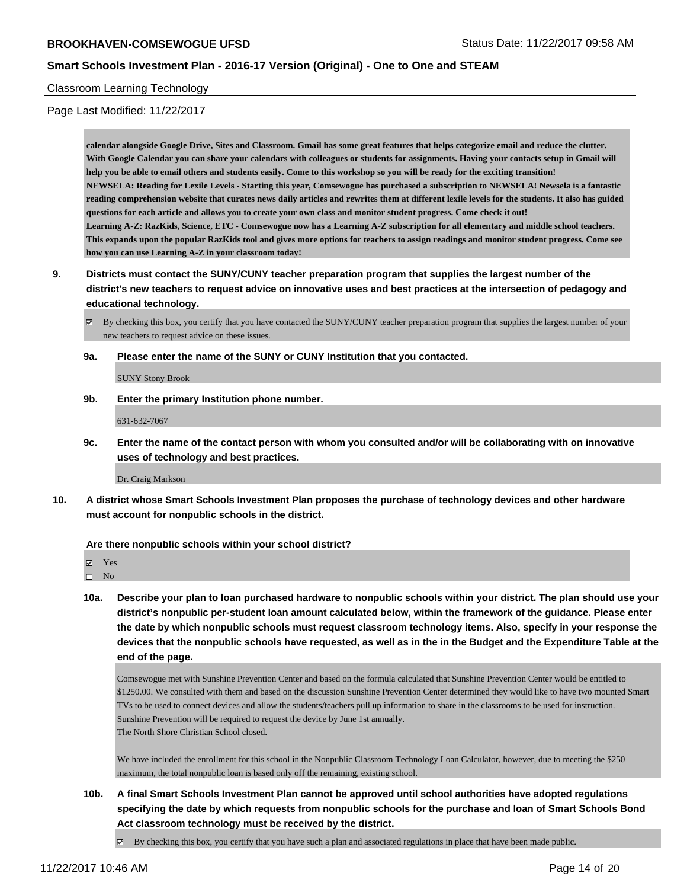Classroom Learning Technology

Page Last Modified: 11/22/2017

**calendar alongside Google Drive, Sites and Classroom. Gmail has some great features that helps categorize email and reduce the clutter. With Google Calendar you can share your calendars with colleagues or students for assignments. Having your contacts setup in Gmail will help you be able to email others and students easily. Come to this workshop so you will be ready for the exciting transition!**
**NEWSELA: Reading for Lexile Levels - Starting this year, Comsewogue has purchased a subscription to NEWSELA! Newsela is a fantastic reading comprehension website that curates news daily articles and rewrites them at different lexile levels for the students. It also has guided questions for each article and allows you to create your own class and monitor student progress. Come check it out!**
**Learning A-Z: RazKids, Science, ETC - Comsewogue now has a Learning A-Z subscription for all elementary and middle school teachers. This expands upon the popular RazKids tool and gives more options for teachers to assign readings and monitor student progress. Come see how you can use Learning A-Z in your classroom today!**

**9. Districts must contact the SUNY/CUNY teacher preparation program that supplies the largest number of the district's new teachers to request advice on innovative uses and best practices at the intersection of pedagogy and educational technology.**

☑ By checking this box, you certify that you have contacted the SUNY/CUNY teacher preparation program that supplies the largest number of your new teachers to request advice on these issues.

**9a. Please enter the name of the SUNY or CUNY Institution that you contacted.**

SUNY Stony Brook

**9b. Enter the primary Institution phone number.**

631-632-7067

**9c. Enter the name of the contact person with whom you consulted and/or will be collaborating with on innovative uses of technology and best practices.**

Dr. Craig Markson

**10. A district whose Smart Schools Investment Plan proposes the purchase of technology devices and other hardware must account for nonpublic schools in the district.**

**Are there nonpublic schools within your school district?**

☑ Yes
☐ No

**10a. Describe your plan to loan purchased hardware to nonpublic schools within your district. The plan should use your district's nonpublic per-student loan amount calculated below, within the framework of the guidance. Please enter the date by which nonpublic schools must request classroom technology items. Also, specify in your response the devices that the nonpublic schools have requested, as well as in the in the Budget and the Expenditure Table at the end of the page.**

Comsewogue met with Sunshine Prevention Center and based on the formula calculated that Sunshine Prevention Center would be entitled to $1250.00. We consulted with them and based on the discussion Sunshine Prevention Center determined they would like to have two mounted Smart TVs to be used to connect devices and allow the students/teachers pull up information to share in the classrooms to be used for instruction.
Sunshine Prevention will be required to request the device by June 1st annually.
The North Shore Christian School closed.

We have included the enrollment for this school in the Nonpublic Classroom Technology Loan Calculator, however, due to meeting the $250 maximum, the total nonpublic loan is based only off the remaining, existing school.

**10b. A final Smart Schools Investment Plan cannot be approved until school authorities have adopted regulations specifying the date by which requests from nonpublic schools for the purchase and loan of Smart Schools Bond Act classroom technology must be received by the district.**

☑ By checking this box, you certify that you have such a plan and associated regulations in place that have been made public.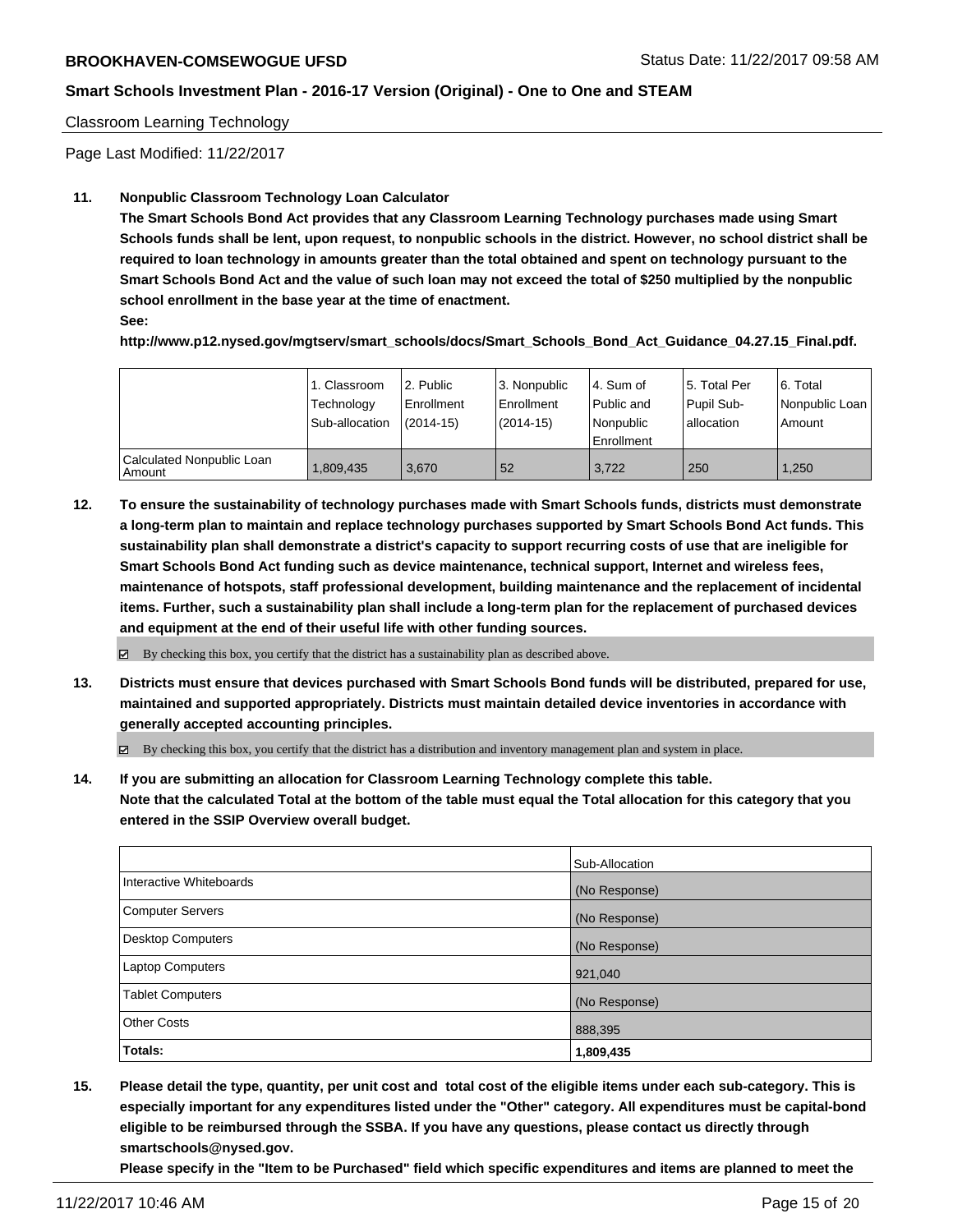Classroom Learning Technology

Page Last Modified: 11/22/2017

**11. Nonpublic Classroom Technology Loan Calculator**

**The Smart Schools Bond Act provides that any Classroom Learning Technology purchases made using Smart Schools funds shall be lent, upon request, to nonpublic schools in the district. However, no school district shall be required to loan technology in amounts greater than the total obtained and spent on technology pursuant to the Smart Schools Bond Act and the value of such loan may not exceed the total of $250 multiplied by the nonpublic school enrollment in the base year at the time of enactment.**

**See:**

**http://www.p12.nysed.gov/mgtserv/smart_schools/docs/Smart_Schools_Bond_Act_Guidance_04.27.15_Final.pdf.**

| | 1. Classroom Technology Sub-allocation | 2. Public Enrollment (2014-15) | 3. Nonpublic Enrollment (2014-15) | 4. Sum of Public and Nonpublic Enrollment | 5. Total Per Pupil Sub-allocation | 6. Total Nonpublic Loan Amount |
|---|---|---|---|---|---|---|
| Calculated Nonpublic Loan Amount | 1,809,435 | 3,670 | 52 | 3,722 | 250 | 1,250 |

**12. To ensure the sustainability of technology purchases made with Smart Schools funds, districts must demonstrate a long-term plan to maintain and replace technology purchases supported by Smart Schools Bond Act funds. This sustainability plan shall demonstrate a district's capacity to support recurring costs of use that are ineligible for Smart Schools Bond Act funding such as device maintenance, technical support, Internet and wireless fees, maintenance of hotspots, staff professional development, building maintenance and the replacement of incidental items. Further, such a sustainability plan shall include a long-term plan for the replacement of purchased devices and equipment at the end of their useful life with other funding sources.**

☑ By checking this box, you certify that the district has a sustainability plan as described above.

**13. Districts must ensure that devices purchased with Smart Schools Bond funds will be distributed, prepared for use, maintained and supported appropriately. Districts must maintain detailed device inventories in accordance with generally accepted accounting principles.**

☑ By checking this box, you certify that the district has a distribution and inventory management plan and system in place.

**14. If you are submitting an allocation for Classroom Learning Technology complete this table. Note that the calculated Total at the bottom of the table must equal the Total allocation for this category that you entered in the SSIP Overview overall budget.**

| | Sub-Allocation |
|---|---|
| Interactive Whiteboards | (No Response) |
| Computer Servers | (No Response) |
| Desktop Computers | (No Response) |
| Laptop Computers | 921,040 |
| Tablet Computers | (No Response) |
| Other Costs | 888,395 |
| **Totals:** | **1,809,435** |

**15. Please detail the type, quantity, per unit cost and total cost of the eligible items under each sub-category. This is especially important for any expenditures listed under the "Other" category. All expenditures must be capital-bond eligible to be reimbursed through the SSBA. If you have any questions, please contact us directly through smartschools@nysed.gov.**

**Please specify in the "Item to be Purchased" field which specific expenditures and items are planned to meet the**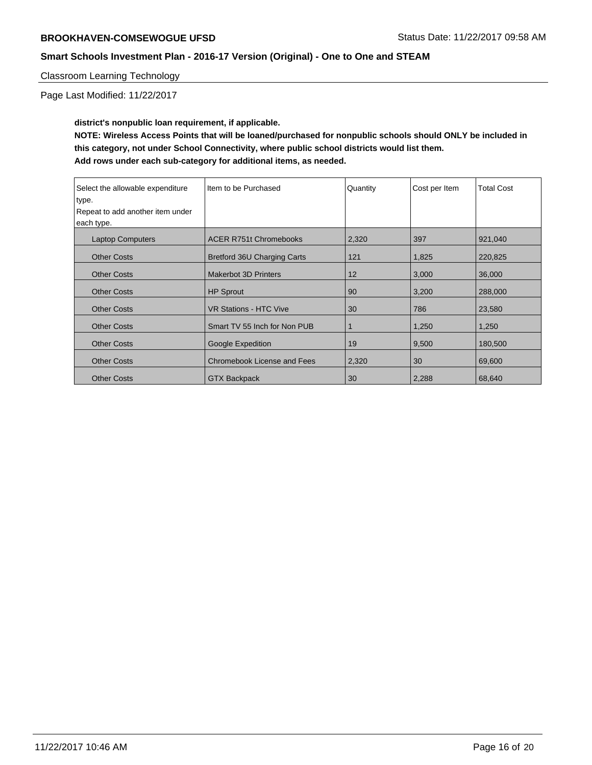Classroom Learning Technology

Page Last Modified: 11/22/2017

**district's nonpublic loan requirement, if applicable.**

**NOTE: Wireless Access Points that will be loaned/purchased for nonpublic schools should ONLY be included in this category, not under School Connectivity, where public school districts would list them.**

**Add rows under each sub-category for additional items, as needed.**

| Select the allowable expenditure type. Repeat to add another item under each type. | Item to be Purchased | Quantity | Cost per Item | Total Cost |
|---|---|---|---|---|
| Laptop Computers | ACER R751t Chromebooks | 2,320 | 397 | 921,040 |
| Other Costs | Bretford 36U Charging Carts | 121 | 1,825 | 220,825 |
| Other Costs | Makerbot 3D Printers | 12 | 3,000 | 36,000 |
| Other Costs | HP Sprout | 90 | 3,200 | 288,000 |
| Other Costs | VR Stations - HTC Vive | 30 | 786 | 23,580 |
| Other Costs | Smart TV 55 Inch for Non PUB | 1 | 1,250 | 1,250 |
| Other Costs | Google Expedition | 19 | 9,500 | 180,500 |
| Other Costs | Chromebook License and Fees | 2,320 | 30 | 69,600 |
| Other Costs | GTX Backpack | 30 | 2,288 | 68,640 |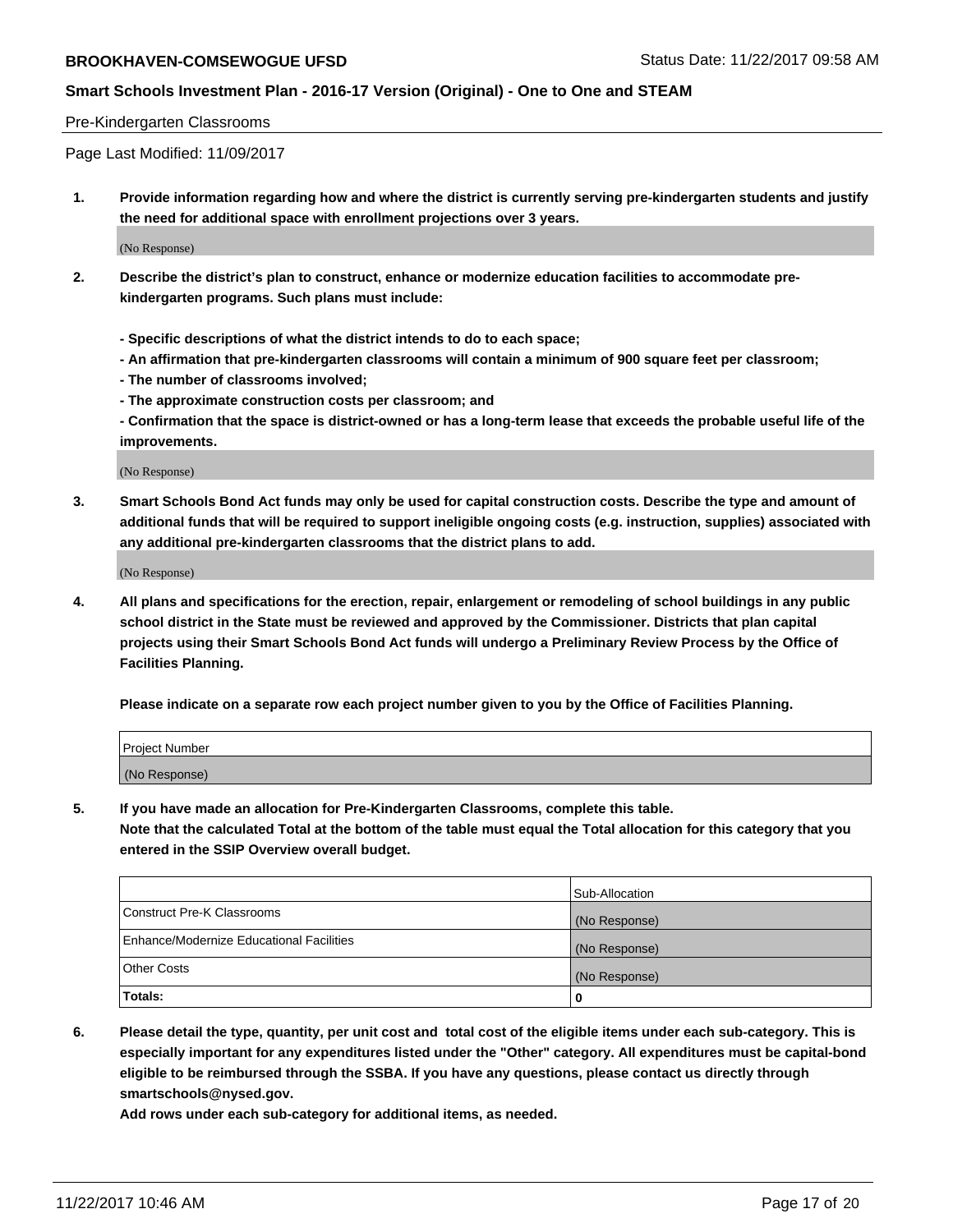Pre-Kindergarten Classrooms

Page Last Modified: 11/09/2017

1. **Provide information regarding how and where the district is currently serving pre-kindergarten students and justify the need for additional space with enrollment projections over 3 years.**

   (No Response)

2. **Describe the district's plan to construct, enhance or modernize education facilities to accommodate pre-kindergarten programs. Such plans must include:**

   **- Specific descriptions of what the district intends to do to each space;**
   **- An affirmation that pre-kindergarten classrooms will contain a minimum of 900 square feet per classroom;**
   **- The number of classrooms involved;**
   **- The approximate construction costs per classroom; and**
   **- Confirmation that the space is district-owned or has a long-term lease that exceeds the probable useful life of the improvements.**

   (No Response)

3. **Smart Schools Bond Act funds may only be used for capital construction costs. Describe the type and amount of additional funds that will be required to support ineligible ongoing costs (e.g. instruction, supplies) associated with any additional pre-kindergarten classrooms that the district plans to add.**

   (No Response)

4. **All plans and specifications for the erection, repair, enlargement or remodeling of school buildings in any public school district in the State must be reviewed and approved by the Commissioner. Districts that plan capital projects using their Smart Schools Bond Act funds will undergo a Preliminary Review Process by the Office of Facilities Planning.**

   **Please indicate on a separate row each project number given to you by the Office of Facilities Planning.**

| Project Number |
| --- |
| (No Response) |

5. **If you have made an allocation for Pre-Kindergarten Classrooms, complete this table.**
   **Note that the calculated Total at the bottom of the table must equal the Total allocation for this category that you entered in the SSIP Overview overall budget.**

| | Sub-Allocation |
| --- | --- |
| Construct Pre-K Classrooms | (No Response) |
| Enhance/Modernize Educational Facilities | (No Response) |
| Other Costs | (No Response) |
| **Totals:** | **0** |

6. **Please detail the type, quantity, per unit cost and total cost of the eligible items under each sub-category. This is especially important for any expenditures listed under the "Other" category. All expenditures must be capital-bond eligible to be reimbursed through the SSBA. If you have any questions, please contact us directly through smartschools@nysed.gov.**

   **Add rows under each sub-category for additional items, as needed.**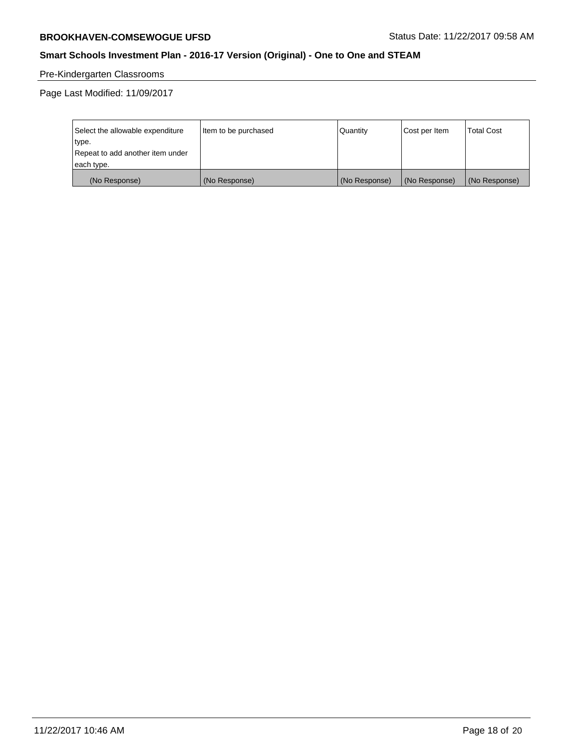Pre-Kindergarten Classrooms

Page Last Modified: 11/09/2017

| Select the allowable expenditure type.<br>Repeat to add another item under each type. | Item to be purchased | Quantity | Cost per Item | Total Cost |
|---|---|---|---|---|
| (No Response) | (No Response) | (No Response) | (No Response) | (No Response) |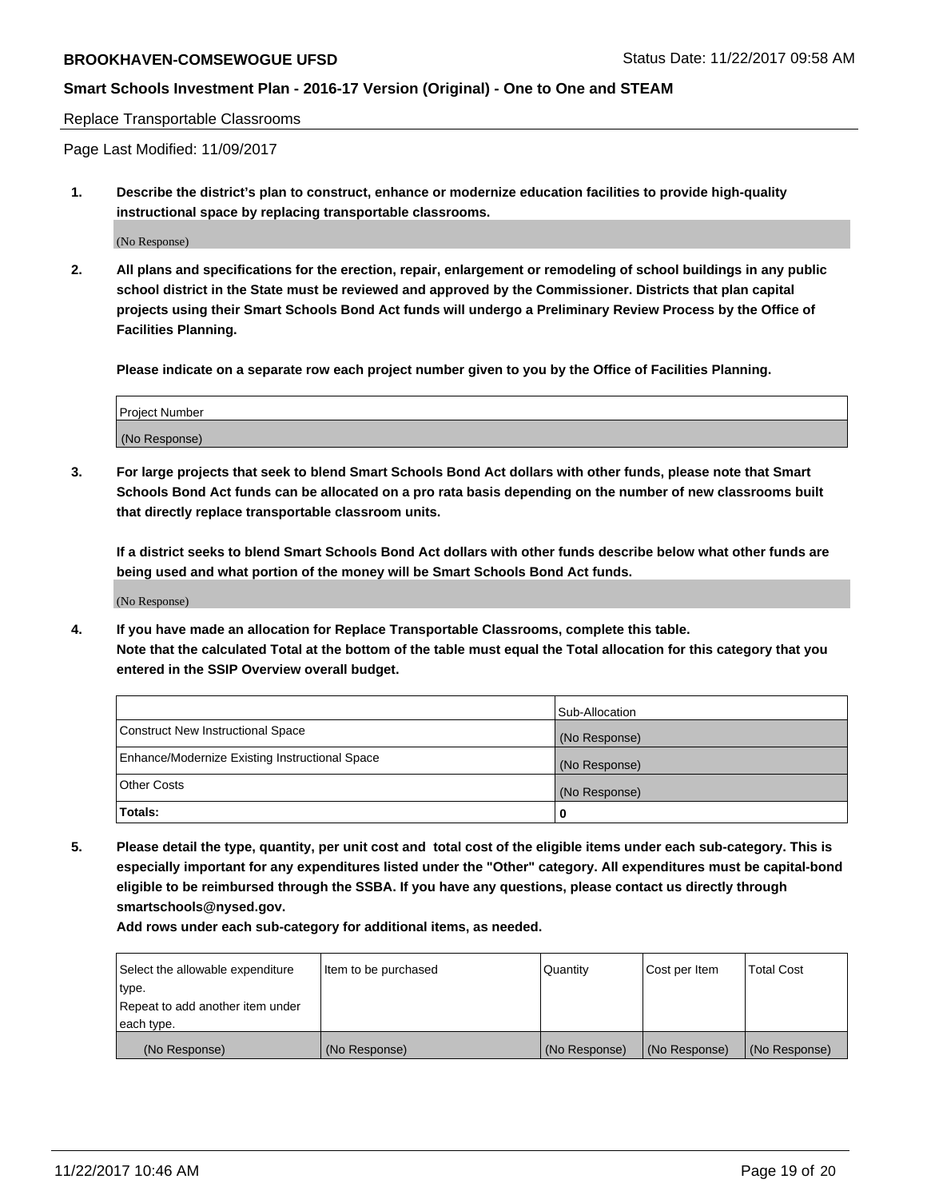Replace Transportable Classrooms

Page Last Modified: 11/09/2017

**1. Describe the district's plan to construct, enhance or modernize education facilities to provide high-quality instructional space by replacing transportable classrooms.**

(No Response)

**2. All plans and specifications for the erection, repair, enlargement or remodeling of school buildings in any public school district in the State must be reviewed and approved by the Commissioner. Districts that plan capital projects using their Smart Schools Bond Act funds will undergo a Preliminary Review Process by the Office of Facilities Planning.**

**Please indicate on a separate row each project number given to you by the Office of Facilities Planning.**

| Project Number |
|---|
| (No Response) |

**3. For large projects that seek to blend Smart Schools Bond Act dollars with other funds, please note that Smart Schools Bond Act funds can be allocated on a pro rata basis depending on the number of new classrooms built that directly replace transportable classroom units.**

**If a district seeks to blend Smart Schools Bond Act dollars with other funds describe below what other funds are being used and what portion of the money will be Smart Schools Bond Act funds.**

(No Response)

**4. If you have made an allocation for Replace Transportable Classrooms, complete this table. Note that the calculated Total at the bottom of the table must equal the Total allocation for this category that you entered in the SSIP Overview overall budget.**

| | Sub-Allocation |
|---|---|
| Construct New Instructional Space | (No Response) |
| Enhance/Modernize Existing Instructional Space | (No Response) |
| Other Costs | (No Response) |
| **Totals:** | **0** |

**5. Please detail the type, quantity, per unit cost and total cost of the eligible items under each sub-category. This is especially important for any expenditures listed under the "Other" category. All expenditures must be capital-bond eligible to be reimbursed through the SSBA. If you have any questions, please contact us directly through smartschools@nysed.gov.**

**Add rows under each sub-category for additional items, as needed.**

| Select the allowable expenditure type. Repeat to add another item under each type. | Item to be purchased | Quantity | Cost per Item | Total Cost |
|---|---|---|---|---|
| (No Response) | (No Response) | (No Response) | (No Response) | (No Response) |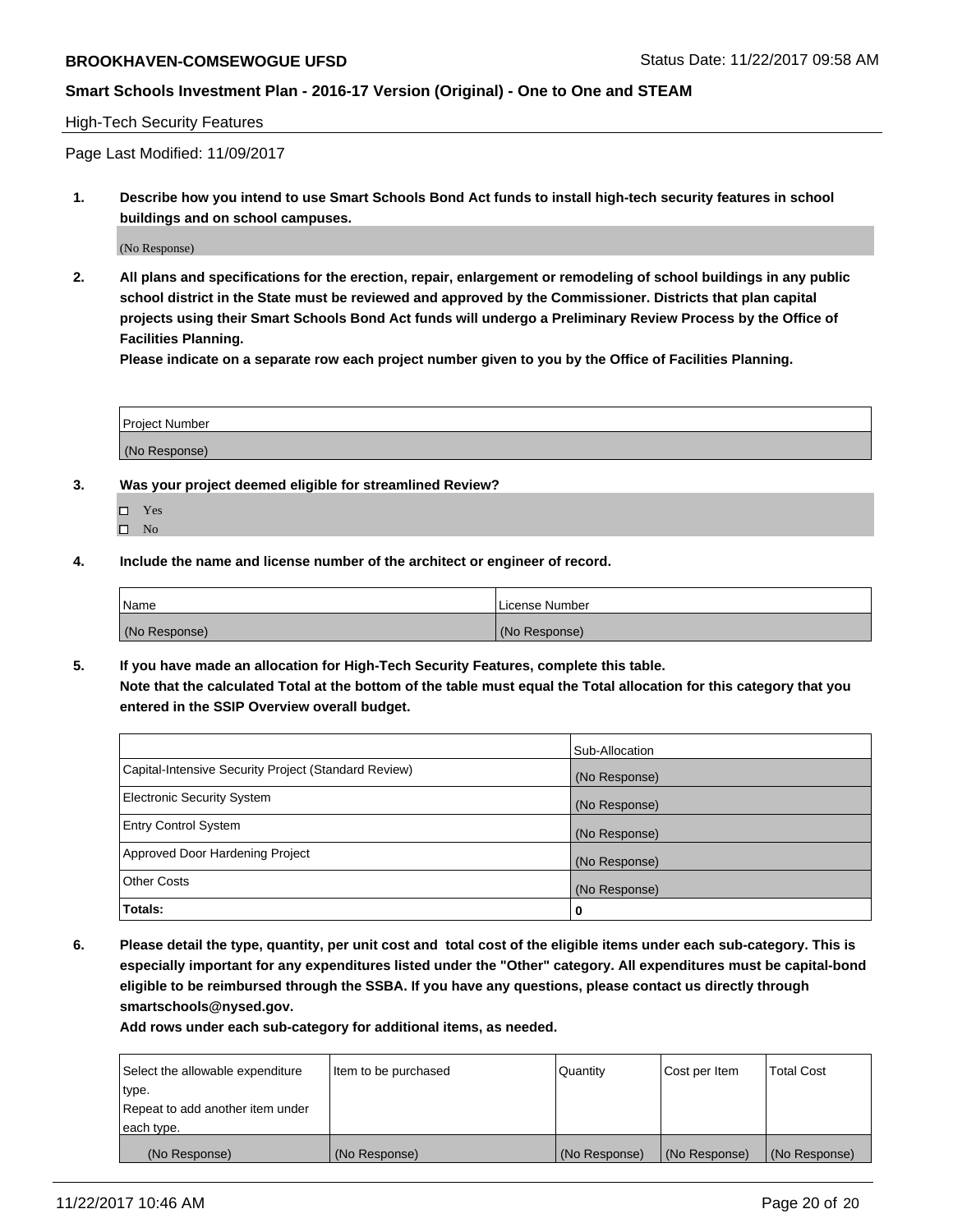High-Tech Security Features

Page Last Modified: 11/09/2017

**1. Describe how you intend to use Smart Schools Bond Act funds to install high-tech security features in school buildings and on school campuses.**

(No Response)

**2. All plans and specifications for the erection, repair, enlargement or remodeling of school buildings in any public school district in the State must be reviewed and approved by the Commissioner. Districts that plan capital projects using their Smart Schools Bond Act funds will undergo a Preliminary Review Process by the Office of Facilities Planning.**

**Please indicate on a separate row each project number given to you by the Office of Facilities Planning.**

| Project Number |
|---|
| (No Response) |

**3. Was your project deemed eligible for streamlined Review?**

- ☐ Yes
- ☐ No

**4. Include the name and license number of the architect or engineer of record.**

| Name | License Number |
|---|---|
| (No Response) | (No Response) |

**5. If you have made an allocation for High-Tech Security Features, complete this table.**
**Note that the calculated Total at the bottom of the table must equal the Total allocation for this category that you entered in the SSIP Overview overall budget.**

| | Sub-Allocation |
|---|---|
| Capital-Intensive Security Project (Standard Review) | (No Response) |
| Electronic Security System | (No Response) |
| Entry Control System | (No Response) |
| Approved Door Hardening Project | (No Response) |
| Other Costs | (No Response) |
| **Totals:** | **0** |

**6. Please detail the type, quantity, per unit cost and total cost of the eligible items under each sub-category. This is especially important for any expenditures listed under the "Other" category. All expenditures must be capital-bond eligible to be reimbursed through the SSBA. If you have any questions, please contact us directly through smartschools@nysed.gov.**

**Add rows under each sub-category for additional items, as needed.**

| Select the allowable expenditure type. Repeat to add another item under each type. | Item to be purchased | Quantity | Cost per Item | Total Cost |
|---|---|---|---|---|
| (No Response) | (No Response) | (No Response) | (No Response) | (No Response) |